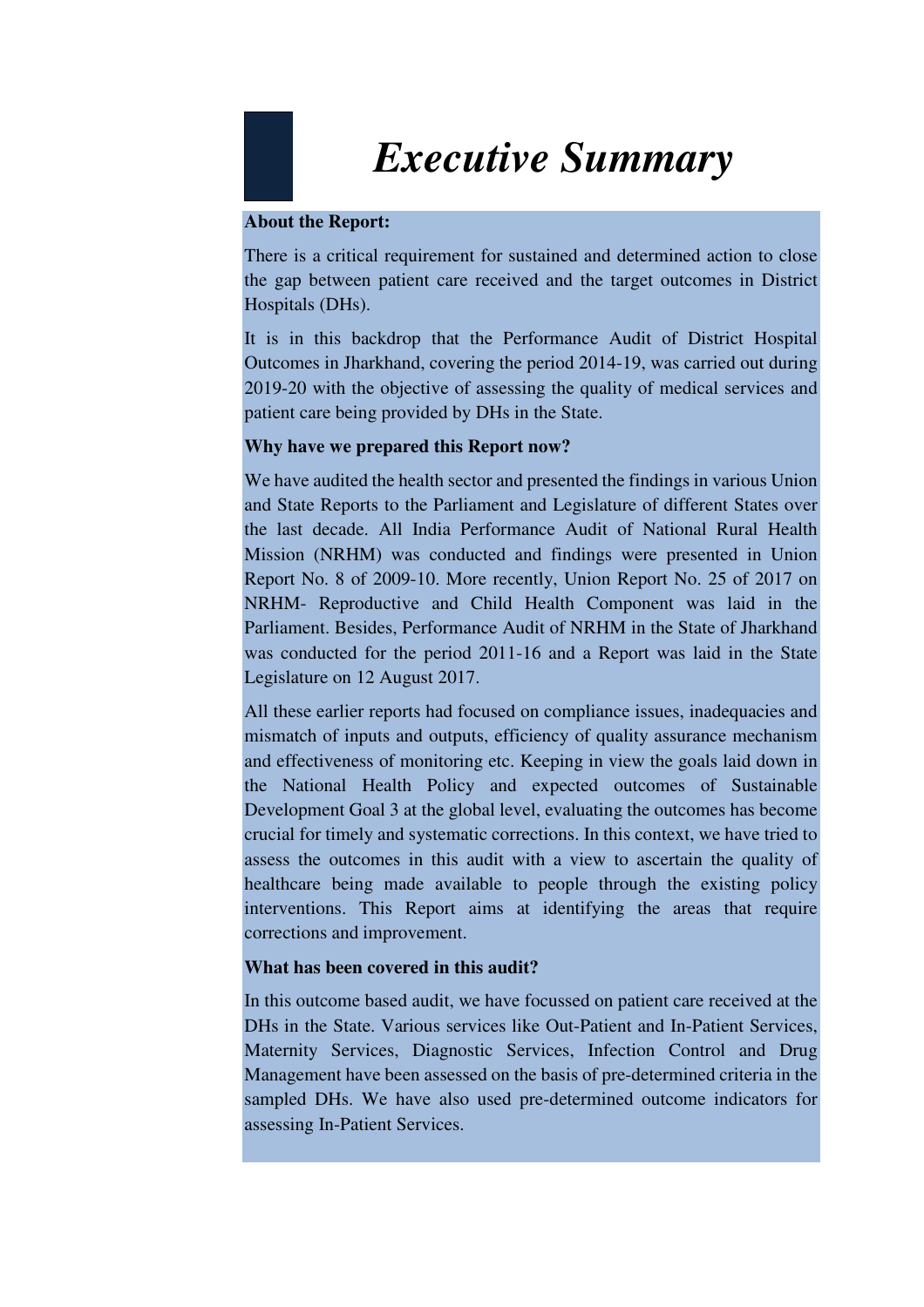# *Executive Summary*

**About the Report:**

There is a critical requirement for sustained and determined action to close the gap between patient care received and the target outcomes in District Hospitals (DHs).

It is in this backdrop that the Performance Audit of District Hospital Outcomes in Jharkhand, covering the period 2014-19, was carried out during 2019-20 with the objective of assessing the quality of medical services and patient care being provided by DHs in the State.

**Why have we prepared this Report now?**

We have audited the health sector and presented the findings in various Union and State Reports to the Parliament and Legislature of different States over the last decade. All India Performance Audit of National Rural Health Mission (NRHM) was conducted and findings were presented in Union Report No. 8 of 2009-10. More recently, Union Report No. 25 of 2017 on NRHM- Reproductive and Child Health Component was laid in the Parliament. Besides, Performance Audit of NRHM in the State of Jharkhand was conducted for the period 2011-16 and a Report was laid in the State Legislature on 12 August 2017.

All these earlier reports had focused on compliance issues, inadequacies and mismatch of inputs and outputs, efficiency of quality assurance mechanism and effectiveness of monitoring etc. Keeping in view the goals laid down in the National Health Policy and expected outcomes of Sustainable Development Goal 3 at the global level, evaluating the outcomes has become crucial for timely and systematic corrections. In this context, we have tried to assess the outcomes in this audit with a view to ascertain the quality of healthcare being made available to people through the existing policy interventions. This Report aims at identifying the areas that require corrections and improvement.

**What has been covered in this audit?**

In this outcome based audit, we have focussed on patient care received at the DHs in the State. Various services like Out-Patient and In-Patient Services, Maternity Services, Diagnostic Services, Infection Control and Drug Management have been assessed on the basis of pre-determined criteria in the sampled DHs. We have also used pre-determined outcome indicators for assessing In-Patient Services.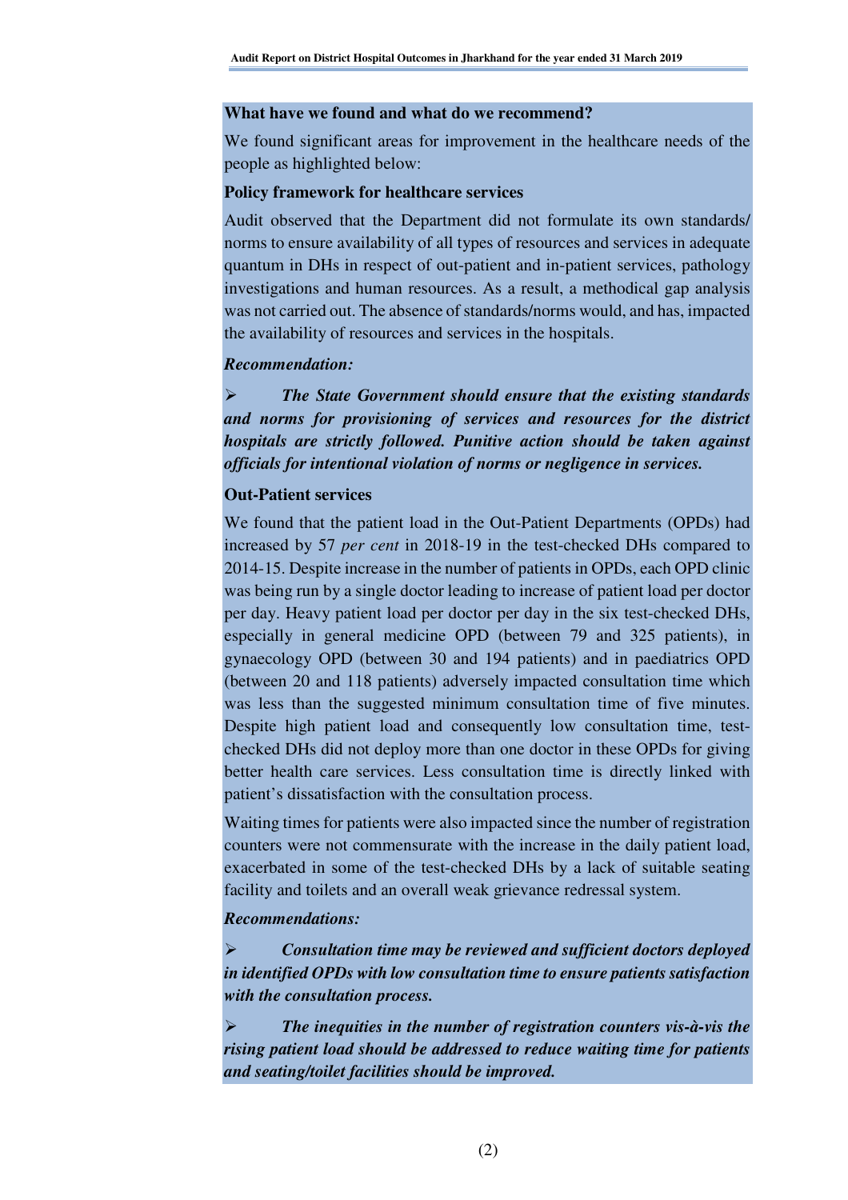**What have we found and what do we recommend?**

We found significant areas for improvement in the healthcare needs of the people as highlighted below:

**Policy framework for healthcare services**

Audit observed that the Department did not formulate its own standards/ norms to ensure availability of all types of resources and services in adequate quantum in DHs in respect of out-patient and in-patient services, pathology investigations and human resources. As a result, a methodical gap analysis was not carried out. The absence of standards/norms would, and has, impacted the availability of resources and services in the hospitals.

***Recommendation:***

- ***The State Government should ensure that the existing standards and norms for provisioning of services and resources for the district hospitals are strictly followed. Punitive action should be taken against officials for intentional violation of norms or negligence in services.***

**Out-Patient services**

We found that the patient load in the Out-Patient Departments (OPDs) had increased by 57 *per cent* in 2018-19 in the test-checked DHs compared to 2014-15. Despite increase in the number of patients in OPDs, each OPD clinic was being run by a single doctor leading to increase of patient load per doctor per day. Heavy patient load per doctor per day in the six test-checked DHs, especially in general medicine OPD (between 79 and 325 patients), in gynaecology OPD (between 30 and 194 patients) and in paediatrics OPD (between 20 and 118 patients) adversely impacted consultation time which was less than the suggested minimum consultation time of five minutes. Despite high patient load and consequently low consultation time, test-checked DHs did not deploy more than one doctor in these OPDs for giving better health care services. Less consultation time is directly linked with patient's dissatisfaction with the consultation process.

Waiting times for patients were also impacted since the number of registration counters were not commensurate with the increase in the daily patient load, exacerbated in some of the test-checked DHs by a lack of suitable seating facility and toilets and an overall weak grievance redressal system.

***Recommendations:***

- ***Consultation time may be reviewed and sufficient doctors deployed in identified OPDs with low consultation time to ensure patients satisfaction with the consultation process.***

- ***The inequities in the number of registration counters vis-à-vis the rising patient load should be addressed to reduce waiting time for patients and seating/toilet facilities should be improved.***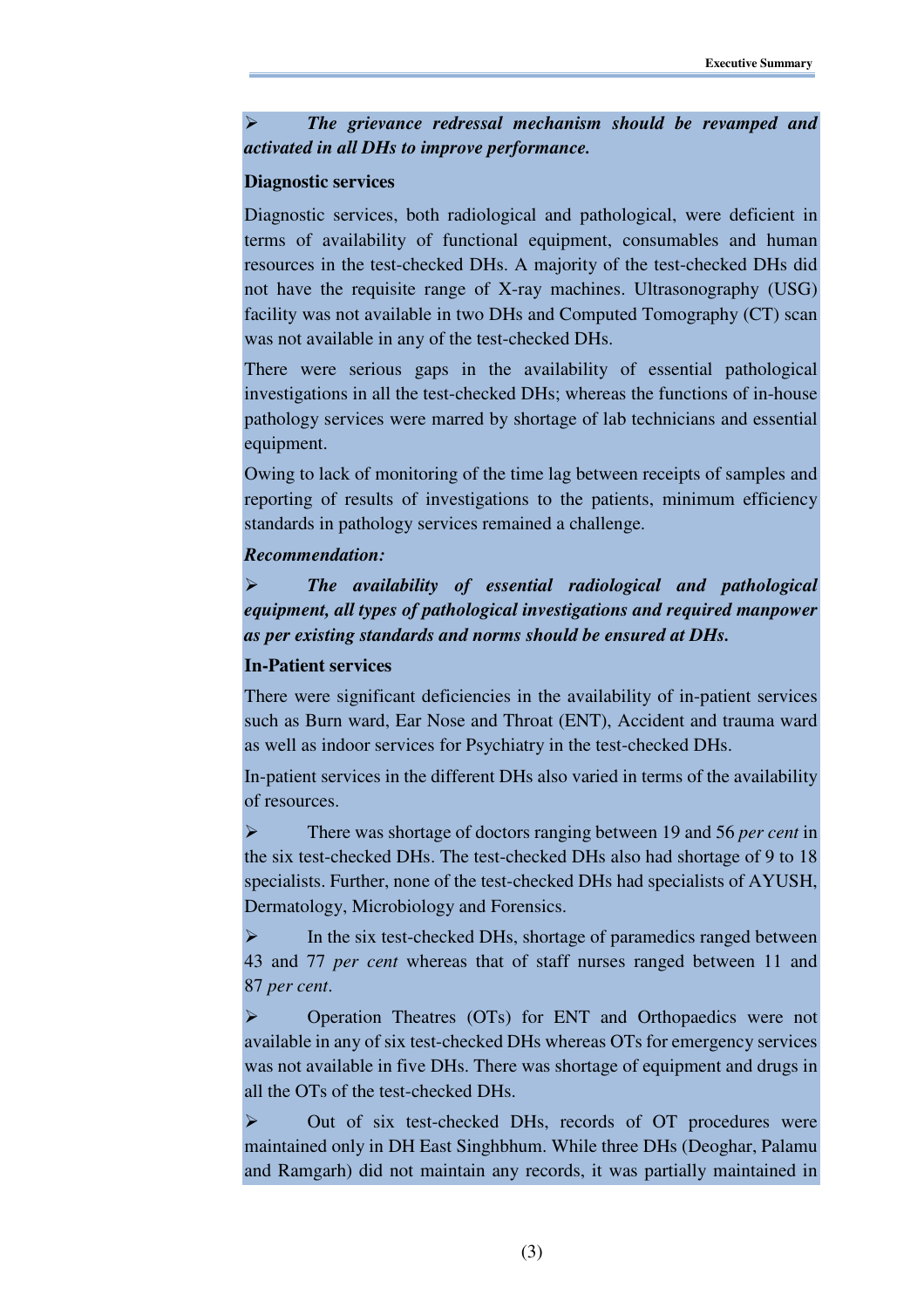- ***The grievance redressal mechanism should be revamped and activated in all DHs to improve performance.***

**Diagnostic services**

Diagnostic services, both radiological and pathological, were deficient in terms of availability of functional equipment, consumables and human resources in the test-checked DHs. A majority of the test-checked DHs did not have the requisite range of X-ray machines. Ultrasonography (USG) facility was not available in two DHs and Computed Tomography (CT) scan was not available in any of the test-checked DHs.

There were serious gaps in the availability of essential pathological investigations in all the test-checked DHs; whereas the functions of in-house pathology services were marred by shortage of lab technicians and essential equipment.

Owing to lack of monitoring of the time lag between receipts of samples and reporting of results of investigations to the patients, minimum efficiency standards in pathology services remained a challenge.

***Recommendation:***

- ***The availability of essential radiological and pathological equipment, all types of pathological investigations and required manpower as per existing standards and norms should be ensured at DHs.***

**In-Patient services**

There were significant deficiencies in the availability of in-patient services such as Burn ward, Ear Nose and Throat (ENT), Accident and trauma ward as well as indoor services for Psychiatry in the test-checked DHs.

In-patient services in the different DHs also varied in terms of the availability of resources.

- There was shortage of doctors ranging between 19 and 56 *per cent* in the six test-checked DHs. The test-checked DHs also had shortage of 9 to 18 specialists. Further, none of the test-checked DHs had specialists of AYUSH, Dermatology, Microbiology and Forensics.
- In the six test-checked DHs, shortage of paramedics ranged between 43 and 77 *per cent* whereas that of staff nurses ranged between 11 and 87 *per cent*.
- Operation Theatres (OTs) for ENT and Orthopaedics were not available in any of six test-checked DHs whereas OTs for emergency services was not available in five DHs. There was shortage of equipment and drugs in all the OTs of the test-checked DHs.
- Out of six test-checked DHs, records of OT procedures were maintained only in DH East Singhbhum. While three DHs (Deoghar, Palamu and Ramgarh) did not maintain any records, it was partially maintained in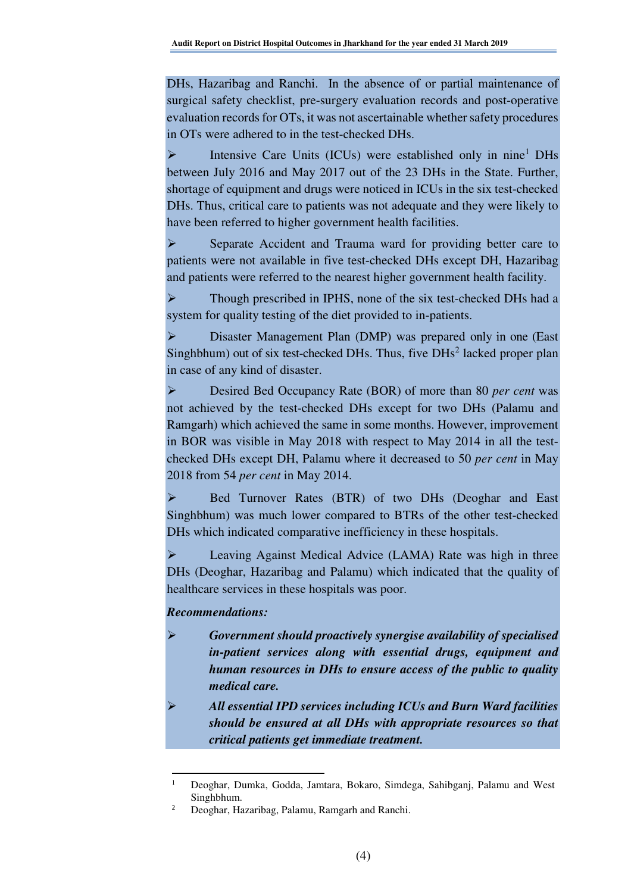DHs, Hazaribag and Ranchi. In the absence of or partial maintenance of surgical safety checklist, pre-surgery evaluation records and post-operative evaluation records for OTs, it was not ascertainable whether safety procedures in OTs were adhered to in the test-checked DHs.

➢ Intensive Care Units (ICUs) were established only in nine[1] DHs between July 2016 and May 2017 out of the 23 DHs in the State. Further, shortage of equipment and drugs were noticed in ICUs in the six test-checked DHs. Thus, critical care to patients was not adequate and they were likely to have been referred to higher government health facilities.

➢ Separate Accident and Trauma ward for providing better care to patients were not available in five test-checked DHs except DH, Hazaribag and patients were referred to the nearest higher government health facility.

➢ Though prescribed in IPHS, none of the six test-checked DHs had a system for quality testing of the diet provided to in-patients.

➢ Disaster Management Plan (DMP) was prepared only in one (East Singhbhum) out of six test-checked DHs. Thus, five DHs[2] lacked proper plan in case of any kind of disaster.

➢ Desired Bed Occupancy Rate (BOR) of more than 80 *per cent* was not achieved by the test-checked DHs except for two DHs (Palamu and Ramgarh) which achieved the same in some months. However, improvement in BOR was visible in May 2018 with respect to May 2014 in all the test-checked DHs except DH, Palamu where it decreased to 50 *per cent* in May 2018 from 54 *per cent* in May 2014.

➢ Bed Turnover Rates (BTR) of two DHs (Deoghar and East Singhbhum) was much lower compared to BTRs of the other test-checked DHs which indicated comparative inefficiency in these hospitals.

➢ Leaving Against Medical Advice (LAMA) Rate was high in three DHs (Deoghar, Hazaribag and Palamu) which indicated that the quality of healthcare services in these hospitals was poor.

***Recommendations:***

➢ ***Government should proactively synergise availability of specialised in-patient services along with essential drugs, equipment and human resources in DHs to ensure access of the public to quality medical care.***

➢ ***All essential IPD services including ICUs and Burn Ward facilities should be ensured at all DHs with appropriate resources so that critical patients get immediate treatment.***

---

[1] Deoghar, Dumka, Godda, Jamtara, Bokaro, Simdega, Sahibganj, Palamu and West Singhbhum.

[2] Deoghar, Hazaribag, Palamu, Ramgarh and Ranchi.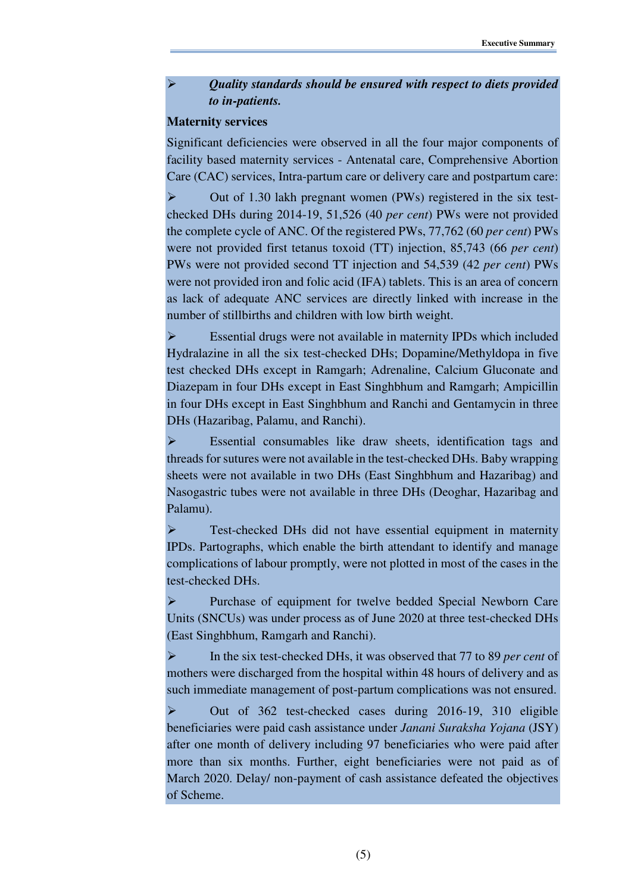- ***Quality standards should be ensured with respect to diets provided to in-patients.***

**Maternity services**

Significant deficiencies were observed in all the four major components of facility based maternity services - Antenatal care, Comprehensive Abortion Care (CAC) services, Intra-partum care or delivery care and postpartum care:

- Out of 1.30 lakh pregnant women (PWs) registered in the six test-checked DHs during 2014-19, 51,526 (40 *per cent*) PWs were not provided the complete cycle of ANC. Of the registered PWs, 77,762 (60 *per cent*) PWs were not provided first tetanus toxoid (TT) injection, 85,743 (66 *per cent*) PWs were not provided second TT injection and 54,539 (42 *per cent*) PWs were not provided iron and folic acid (IFA) tablets. This is an area of concern as lack of adequate ANC services are directly linked with increase in the number of stillbirths and children with low birth weight.

- Essential drugs were not available in maternity IPDs which included Hydralazine in all the six test-checked DHs; Dopamine/Methyldopa in five test checked DHs except in Ramgarh; Adrenaline, Calcium Gluconate and Diazepam in four DHs except in East Singhbhum and Ramgarh; Ampicillin in four DHs except in East Singhbhum and Ranchi and Gentamycin in three DHs (Hazaribag, Palamu, and Ranchi).

- Essential consumables like draw sheets, identification tags and threads for sutures were not available in the test-checked DHs. Baby wrapping sheets were not available in two DHs (East Singhbhum and Hazaribag) and Nasogastric tubes were not available in three DHs (Deoghar, Hazaribag and Palamu).

- Test-checked DHs did not have essential equipment in maternity IPDs. Partographs, which enable the birth attendant to identify and manage complications of labour promptly, were not plotted in most of the cases in the test-checked DHs.

- Purchase of equipment for twelve bedded Special Newborn Care Units (SNCUs) was under process as of June 2020 at three test-checked DHs (East Singhbhum, Ramgarh and Ranchi).

- In the six test-checked DHs, it was observed that 77 to 89 *per cent* of mothers were discharged from the hospital within 48 hours of delivery and as such immediate management of post-partum complications was not ensured.

- Out of 362 test-checked cases during 2016-19, 310 eligible beneficiaries were paid cash assistance under *Janani Suraksha Yojana* (JSY) after one month of delivery including 97 beneficiaries who were paid after more than six months. Further, eight beneficiaries were not paid as of March 2020. Delay/ non-payment of cash assistance defeated the objectives of Scheme.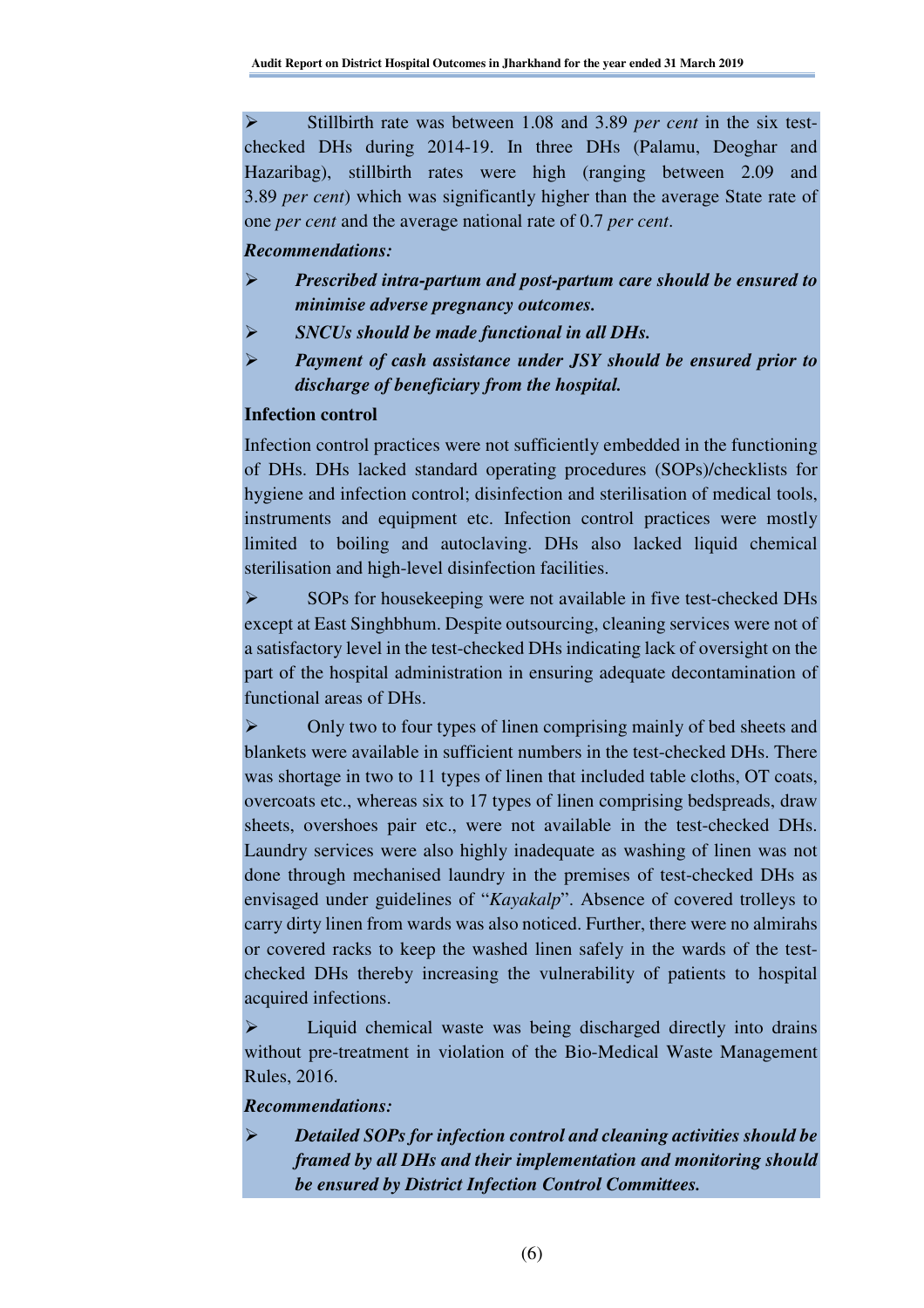- Stillbirth rate was between 1.08 and 3.89 *per cent* in the six test-checked DHs during 2014-19. In three DHs (Palamu, Deoghar and Hazaribag), stillbirth rates were high (ranging between 2.09 and 3.89 *per cent*) which was significantly higher than the average State rate of one *per cent* and the average national rate of 0.7 *per cent*.

***Recommendations:***

- ***Prescribed intra-partum and post-partum care should be ensured to minimise adverse pregnancy outcomes.***
- ***SNCUs should be made functional in all DHs.***
- ***Payment of cash assistance under JSY should be ensured prior to discharge of beneficiary from the hospital.***

**Infection control**

Infection control practices were not sufficiently embedded in the functioning of DHs. DHs lacked standard operating procedures (SOPs)/checklists for hygiene and infection control; disinfection and sterilisation of medical tools, instruments and equipment etc. Infection control practices were mostly limited to boiling and autoclaving. DHs also lacked liquid chemical sterilisation and high-level disinfection facilities.

- SOPs for housekeeping were not available in five test-checked DHs except at East Singhbhum. Despite outsourcing, cleaning services were not of a satisfactory level in the test-checked DHs indicating lack of oversight on the part of the hospital administration in ensuring adequate decontamination of functional areas of DHs.

- Only two to four types of linen comprising mainly of bed sheets and blankets were available in sufficient numbers in the test-checked DHs. There was shortage in two to 11 types of linen that included table cloths, OT coats, overcoats etc., whereas six to 17 types of linen comprising bedspreads, draw sheets, overshoes pair etc., were not available in the test-checked DHs. Laundry services were also highly inadequate as washing of linen was not done through mechanised laundry in the premises of test-checked DHs as envisaged under guidelines of "*Kayakalp*". Absence of covered trolleys to carry dirty linen from wards was also noticed. Further, there were no almirahs or covered racks to keep the washed linen safely in the wards of the test-checked DHs thereby increasing the vulnerability of patients to hospital acquired infections.

- Liquid chemical waste was being discharged directly into drains without pre-treatment in violation of the Bio-Medical Waste Management Rules, 2016.

***Recommendations:***

- ***Detailed SOPs for infection control and cleaning activities should be framed by all DHs and their implementation and monitoring should be ensured by District Infection Control Committees.***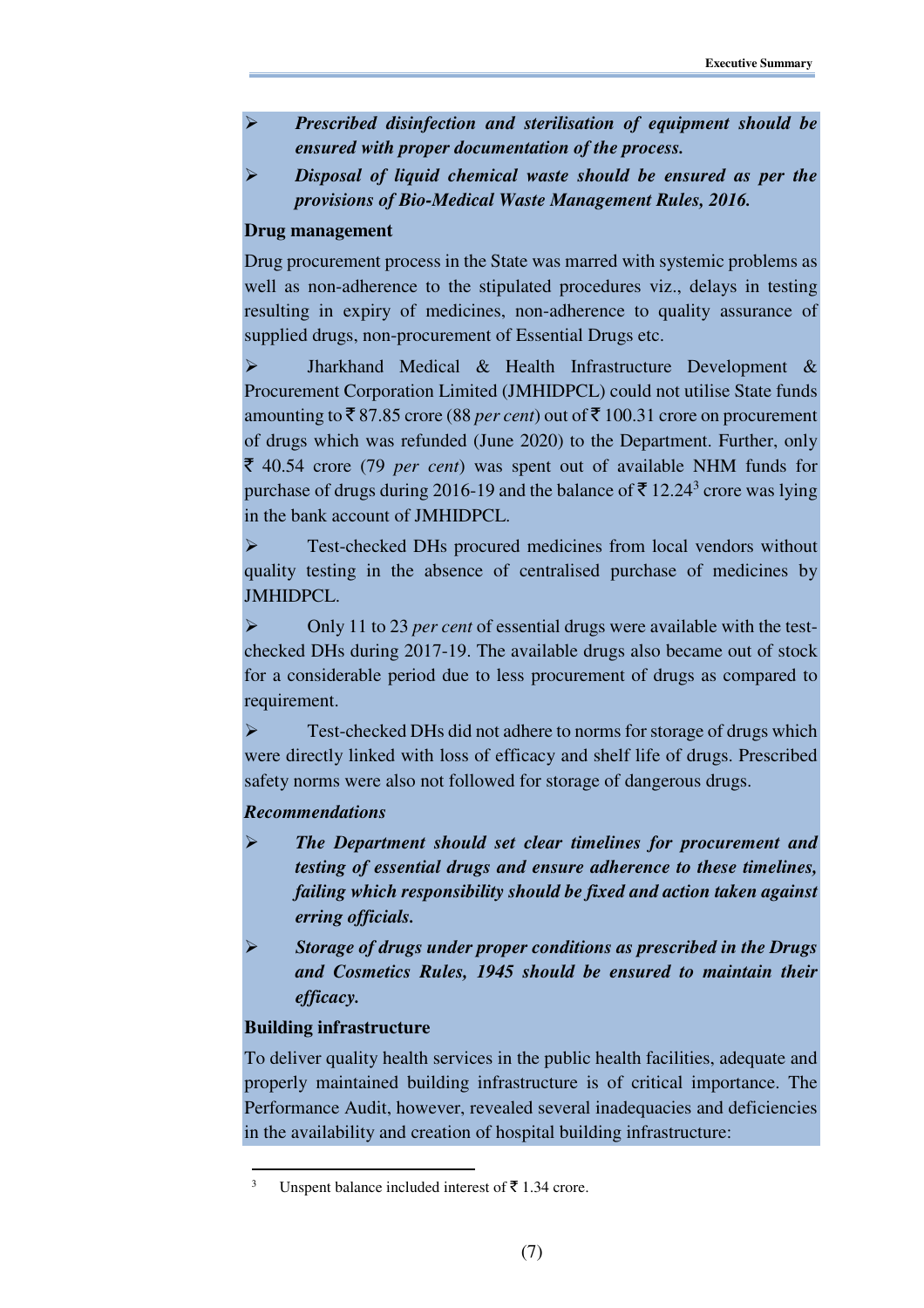- ***Prescribed disinfection and sterilisation of equipment should be ensured with proper documentation of the process.***
- ***Disposal of liquid chemical waste should be ensured as per the provisions of Bio-Medical Waste Management Rules, 2016.***

**Drug management**

Drug procurement process in the State was marred with systemic problems as well as non-adherence to the stipulated procedures viz., delays in testing resulting in expiry of medicines, non-adherence to quality assurance of supplied drugs, non-procurement of Essential Drugs etc.

- Jharkhand Medical & Health Infrastructure Development & Procurement Corporation Limited (JMHIDPCL) could not utilise State funds amounting to ₹ 87.85 crore (88 *per cent*) out of ₹ 100.31 crore on procurement of drugs which was refunded (June 2020) to the Department. Further, only ₹ 40.54 crore (79 *per cent*) was spent out of available NHM funds for purchase of drugs during 2016-19 and the balance of ₹ 12.24[3] crore was lying in the bank account of JMHIDPCL.
- Test-checked DHs procured medicines from local vendors without quality testing in the absence of centralised purchase of medicines by JMHIDPCL.
- Only 11 to 23 *per cent* of essential drugs were available with the test-checked DHs during 2017-19. The available drugs also became out of stock for a considerable period due to less procurement of drugs as compared to requirement.
- Test-checked DHs did not adhere to norms for storage of drugs which were directly linked with loss of efficacy and shelf life of drugs. Prescribed safety norms were also not followed for storage of dangerous drugs.

***Recommendations***

- ***The Department should set clear timelines for procurement and testing of essential drugs and ensure adherence to these timelines, failing which responsibility should be fixed and action taken against erring officials.***
- ***Storage of drugs under proper conditions as prescribed in the Drugs and Cosmetics Rules, 1945 should be ensured to maintain their efficacy.***

**Building infrastructure**

To deliver quality health services in the public health facilities, adequate and properly maintained building infrastructure is of critical importance. The Performance Audit, however, revealed several inadequacies and deficiencies in the availability and creation of hospital building infrastructure:

---

[3] Unspent balance included interest of ₹ 1.34 crore.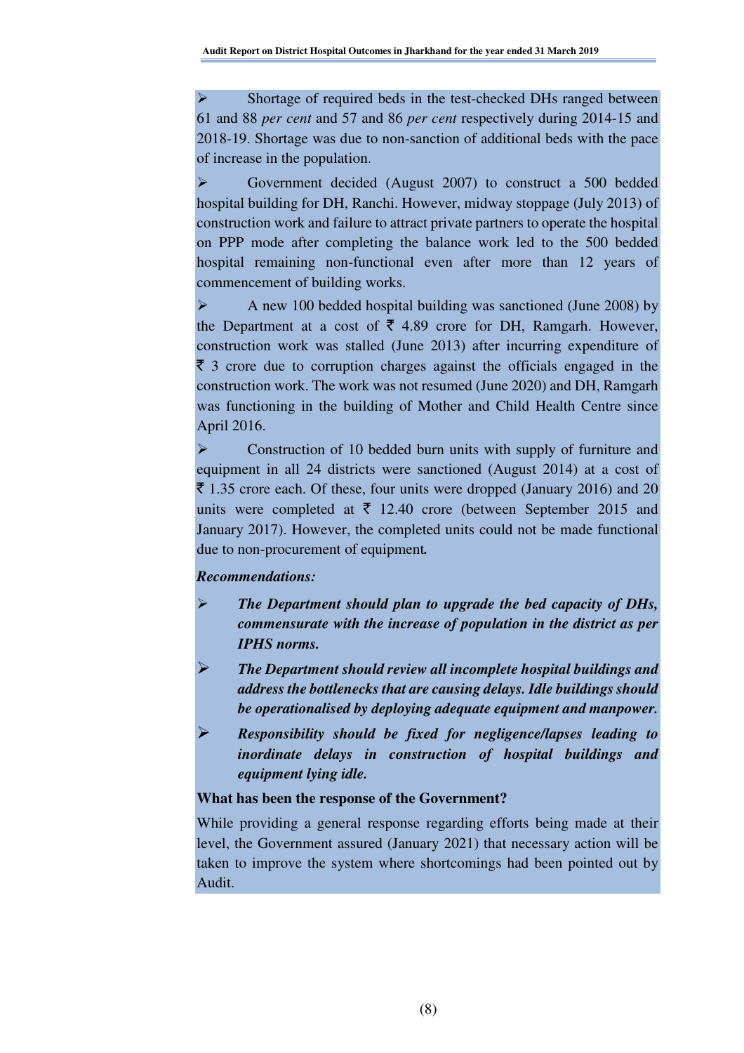- Shortage of required beds in the test-checked DHs ranged between 61 and 88 *per cent* and 57 and 86 *per cent* respectively during 2014-15 and 2018-19. Shortage was due to non-sanction of additional beds with the pace of increase in the population.

- Government decided (August 2007) to construct a 500 bedded hospital building for DH, Ranchi. However, midway stoppage (July 2013) of construction work and failure to attract private partners to operate the hospital on PPP mode after completing the balance work led to the 500 bedded hospital remaining non-functional even after more than 12 years of commencement of building works.

- A new 100 bedded hospital building was sanctioned (June 2008) by the Department at a cost of ₹ 4.89 crore for DH, Ramgarh. However, construction work was stalled (June 2013) after incurring expenditure of ₹ 3 crore due to corruption charges against the officials engaged in the construction work. The work was not resumed (June 2020) and DH, Ramgarh was functioning in the building of Mother and Child Health Centre since April 2016.

- Construction of 10 bedded burn units with supply of furniture and equipment in all 24 districts were sanctioned (August 2014) at a cost of ₹ 1.35 crore each. Of these, four units were dropped (January 2016) and 20 units were completed at ₹ 12.40 crore (between September 2015 and January 2017). However, the completed units could not be made functional due to non-procurement of equipment.

***Recommendations:***

- ***The Department should plan to upgrade the bed capacity of DHs, commensurate with the increase of population in the district as per IPHS norms.***
- ***The Department should review all incomplete hospital buildings and address the bottlenecks that are causing delays. Idle buildings should be operationalised by deploying adequate equipment and manpower.***
- ***Responsibility should be fixed for negligence/lapses leading to inordinate delays in construction of hospital buildings and equipment lying idle.***

**What has been the response of the Government?**

While providing a general response regarding efforts being made at their level, the Government assured (January 2021) that necessary action will be taken to improve the system where shortcomings had been pointed out by Audit.